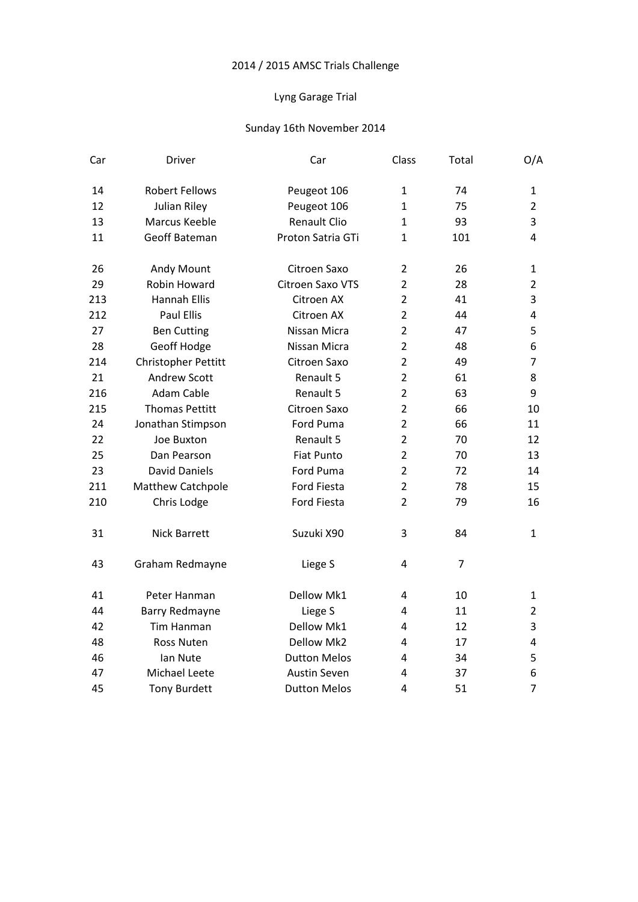2014 / 2015 AMSC Trials Challenge

Lyng Garage Trial

Sunday 16th November 2014

| Car | Driver | Car | Class | Total | O/A |
|---|---|---|---|---|---|
| 14 | Robert Fellows | Peugeot 106 | 1 | 74 | 1 |
| 12 | Julian Riley | Peugeot 106 | 1 | 75 | 2 |
| 13 | Marcus Keeble | Renault Clio | 1 | 93 | 3 |
| 11 | Geoff Bateman | Proton Satria GTi | 1 | 101 | 4 |
| | | | | | |
| 26 | Andy Mount | Citroen Saxo | 2 | 26 | 1 |
| 29 | Robin Howard | Citroen Saxo VTS | 2 | 28 | 2 |
| 213 | Hannah Ellis | Citroen AX | 2 | 41 | 3 |
| 212 | Paul Ellis | Citroen AX | 2 | 44 | 4 |
| 27 | Ben Cutting | Nissan Micra | 2 | 47 | 5 |
| 28 | Geoff Hodge | Nissan Micra | 2 | 48 | 6 |
| 214 | Christopher Pettitt | Citroen Saxo | 2 | 49 | 7 |
| 21 | Andrew Scott | Renault 5 | 2 | 61 | 8 |
| 216 | Adam Cable | Renault 5 | 2 | 63 | 9 |
| 215 | Thomas Pettitt | Citroen Saxo | 2 | 66 | 10 |
| 24 | Jonathan Stimpson | Ford Puma | 2 | 66 | 11 |
| 22 | Joe Buxton | Renault 5 | 2 | 70 | 12 |
| 25 | Dan Pearson | Fiat Punto | 2 | 70 | 13 |
| 23 | David Daniels | Ford Puma | 2 | 72 | 14 |
| 211 | Matthew Catchpole | Ford Fiesta | 2 | 78 | 15 |
| 210 | Chris Lodge | Ford Fiesta | 2 | 79 | 16 |
| | | | | | |
| 31 | Nick Barrett | Suzuki X90 | 3 | 84 | 1 |
| | | | | | |
| 43 | Graham Redmayne | Liege S | 4 | 7 | |
| | | | | | |
| 41 | Peter Hanman | Dellow Mk1 | 4 | 10 | 1 |
| 44 | Barry Redmayne | Liege S | 4 | 11 | 2 |
| 42 | Tim Hanman | Dellow Mk1 | 4 | 12 | 3 |
| 48 | Ross Nuten | Dellow Mk2 | 4 | 17 | 4 |
| 46 | Ian Nute | Dutton Melos | 4 | 34 | 5 |
| 47 | Michael Leete | Austin Seven | 4 | 37 | 6 |
| 45 | Tony Burdett | Dutton Melos | 4 | 51 | 7 |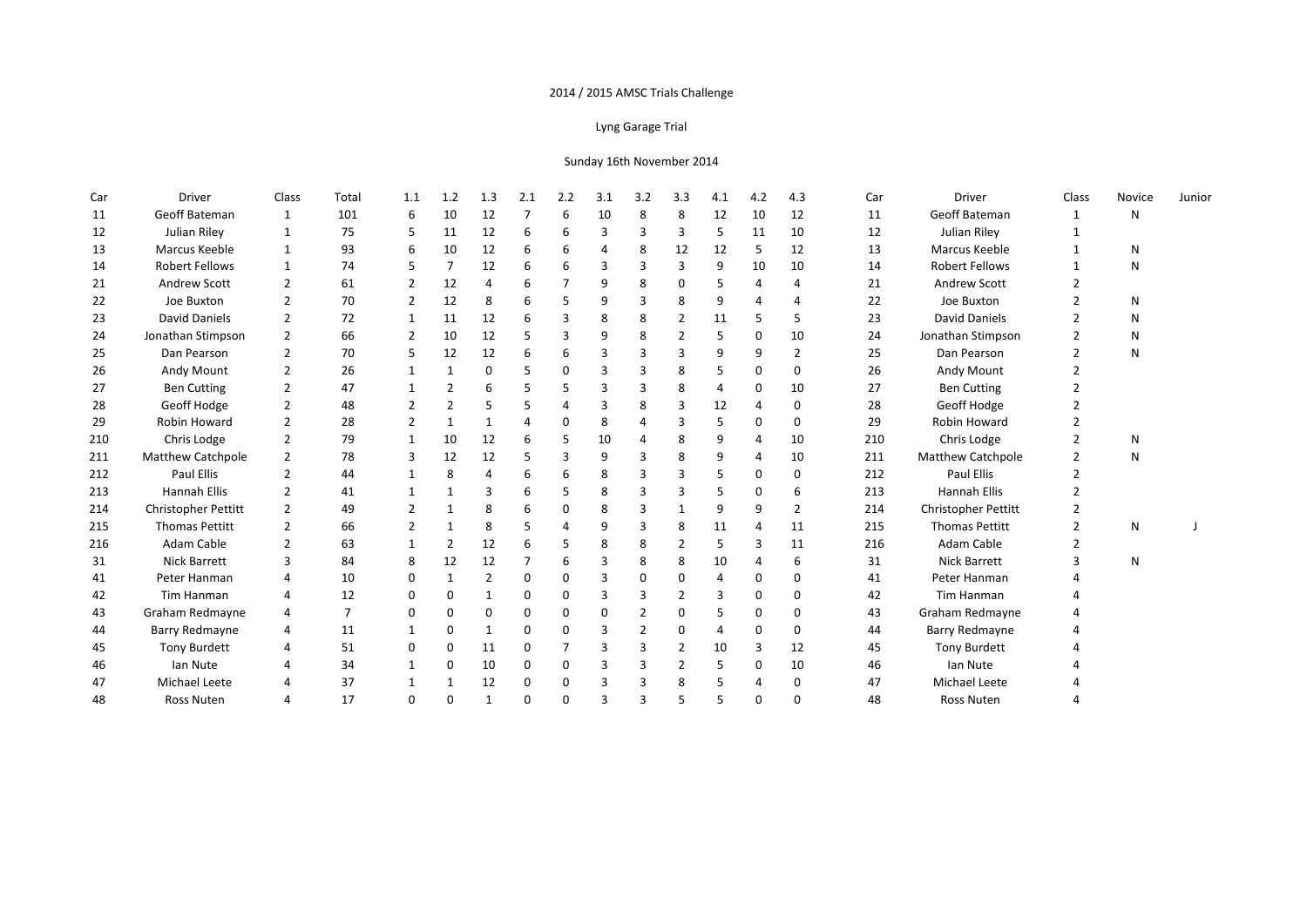2014 / 2015 AMSC Trials Challenge

Lyng Garage Trial

Sunday 16th November 2014

| Car | Driver | Class | Total | 1.1 | 1.2 | 1.3 | 2.1 | 2.2 | 3.1 | 3.2 | 3.3 | 4.1 | 4.2 | 4.3 |
|---|---|---|---|---|---|---|---|---|---|---|---|---|---|---|
| 11 | Geoff Bateman | 1 | 101 | 6 | 10 | 12 | 7 | 6 | 10 | 8 | 8 | 12 | 10 | 12 |
| 12 | Julian Riley | 1 | 75 | 5 | 11 | 12 | 6 | 6 | 3 | 3 | 3 | 5 | 11 | 10 |
| 13 | Marcus Keeble | 1 | 93 | 6 | 10 | 12 | 6 | 6 | 4 | 8 | 12 | 12 | 5 | 12 |
| 14 | Robert Fellows | 1 | 74 | 5 | 7 | 12 | 6 | 6 | 3 | 3 | 3 | 9 | 10 | 10 |
| 21 | Andrew Scott | 2 | 61 | 2 | 12 | 4 | 6 | 7 | 9 | 8 | 0 | 5 | 4 | 4 |
| 22 | Joe Buxton | 2 | 70 | 2 | 12 | 8 | 6 | 5 | 9 | 3 | 8 | 9 | 4 | 4 |
| 23 | David Daniels | 2 | 72 | 1 | 11 | 12 | 6 | 3 | 8 | 8 | 2 | 11 | 5 | 5 |
| 24 | Jonathan Stimpson | 2 | 66 | 2 | 10 | 12 | 5 | 3 | 9 | 8 | 2 | 5 | 0 | 10 |
| 25 | Dan Pearson | 2 | 70 | 5 | 12 | 12 | 6 | 6 | 3 | 3 | 3 | 9 | 9 | 2 |
| 26 | Andy Mount | 2 | 26 | 1 | 1 | 0 | 5 | 0 | 3 | 3 | 8 | 5 | 0 | 0 |
| 27 | Ben Cutting | 2 | 47 | 1 | 2 | 6 | 5 | 5 | 3 | 3 | 8 | 4 | 0 | 10 |
| 28 | Geoff Hodge | 2 | 48 | 2 | 2 | 5 | 5 | 4 | 3 | 8 | 3 | 12 | 4 | 0 |
| 29 | Robin Howard | 2 | 28 | 2 | 1 | 1 | 4 | 0 | 8 | 4 | 3 | 5 | 0 | 0 |
| 210 | Chris Lodge | 2 | 79 | 1 | 10 | 12 | 6 | 5 | 10 | 4 | 8 | 9 | 4 | 10 |
| 211 | Matthew Catchpole | 2 | 78 | 3 | 12 | 12 | 5 | 3 | 9 | 3 | 8 | 9 | 4 | 10 |
| 212 | Paul Ellis | 2 | 44 | 1 | 8 | 4 | 6 | 6 | 8 | 3 | 3 | 5 | 0 | 0 |
| 213 | Hannah Ellis | 2 | 41 | 1 | 1 | 3 | 6 | 5 | 8 | 3 | 3 | 5 | 0 | 6 |
| 214 | Christopher Pettitt | 2 | 49 | 2 | 1 | 8 | 6 | 0 | 8 | 3 | 1 | 9 | 9 | 2 |
| 215 | Thomas Pettitt | 2 | 66 | 2 | 1 | 8 | 5 | 4 | 9 | 3 | 8 | 11 | 4 | 11 |
| 216 | Adam Cable | 2 | 63 | 1 | 2 | 12 | 6 | 5 | 8 | 8 | 2 | 5 | 3 | 11 |
| 31 | Nick Barrett | 3 | 84 | 8 | 12 | 12 | 7 | 6 | 3 | 8 | 8 | 10 | 4 | 6 |
| 41 | Peter Hanman | 4 | 10 | 0 | 1 | 2 | 0 | 0 | 3 | 0 | 0 | 4 | 0 | 0 |
| 42 | Tim Hanman | 4 | 12 | 0 | 0 | 1 | 0 | 0 | 3 | 3 | 2 | 3 | 0 | 0 |
| 43 | Graham Redmayne | 4 | 7 | 0 | 0 | 0 | 0 | 0 | 0 | 2 | 0 | 5 | 0 | 0 |
| 44 | Barry Redmayne | 4 | 11 | 1 | 0 | 1 | 0 | 0 | 3 | 2 | 0 | 4 | 0 | 0 |
| 45 | Tony Burdett | 4 | 51 | 0 | 0 | 11 | 0 | 7 | 3 | 3 | 2 | 10 | 3 | 12 |
| 46 | Ian Nute | 4 | 34 | 1 | 0 | 10 | 0 | 0 | 3 | 3 | 2 | 5 | 0 | 10 |
| 47 | Michael Leete | 4 | 37 | 1 | 1 | 12 | 0 | 0 | 3 | 3 | 8 | 5 | 4 | 0 |
| 48 | Ross Nuten | 4 | 17 | 0 | 0 | 1 | 0 | 0 | 3 | 3 | 5 | 5 | 0 | 0 |

| Car | Driver | Class | Novice | Junior |
|---|---|---|---|---|
| 11 | Geoff Bateman | 1 | N | |
| 12 | Julian Riley | 1 | | |
| 13 | Marcus Keeble | 1 | N | |
| 14 | Robert Fellows | 1 | N | |
| 21 | Andrew Scott | 2 | | |
| 22 | Joe Buxton | 2 | N | |
| 23 | David Daniels | 2 | N | |
| 24 | Jonathan Stimpson | 2 | N | |
| 25 | Dan Pearson | 2 | N | |
| 26 | Andy Mount | 2 | | |
| 27 | Ben Cutting | 2 | | |
| 28 | Geoff Hodge | 2 | | |
| 29 | Robin Howard | 2 | | |
| 210 | Chris Lodge | 2 | N | |
| 211 | Matthew Catchpole | 2 | N | |
| 212 | Paul Ellis | 2 | | |
| 213 | Hannah Ellis | 2 | | |
| 214 | Christopher Pettitt | 2 | | |
| 215 | Thomas Pettitt | 2 | N | J |
| 216 | Adam Cable | 2 | | |
| 31 | Nick Barrett | 3 | N | |
| 41 | Peter Hanman | 4 | | |
| 42 | Tim Hanman | 4 | | |
| 43 | Graham Redmayne | 4 | | |
| 44 | Barry Redmayne | 4 | | |
| 45 | Tony Burdett | 4 | | |
| 46 | Ian Nute | 4 | | |
| 47 | Michael Leete | 4 | | |
| 48 | Ross Nuten | 4 | | |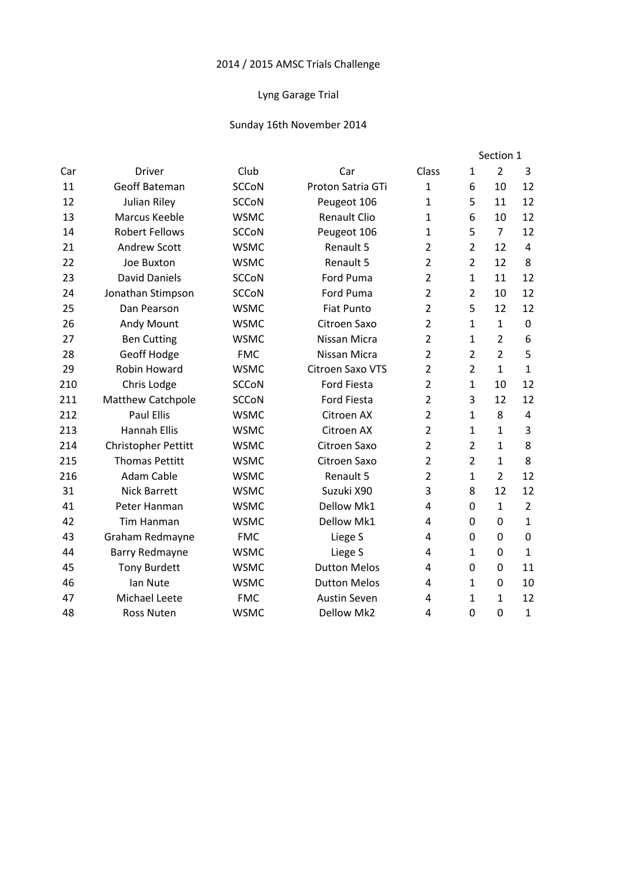2014 / 2015 AMSC Trials Challenge

Lyng Garage Trial

Sunday 16th November 2014

| Car | Driver | Club | Car | Class | Section 1 | | |
|---|---|---|---|---|---|---|---|
| | | | | | 1 | 2 | 3 |
| 11 | Geoff Bateman | SCCoN | Proton Satria GTi | 1 | 6 | 10 | 12 |
| 12 | Julian Riley | SCCoN | Peugeot 106 | 1 | 5 | 11 | 12 |
| 13 | Marcus Keeble | WSMC | Renault Clio | 1 | 6 | 10 | 12 |
| 14 | Robert Fellows | SCCoN | Peugeot 106 | 1 | 5 | 7 | 12 |
| 21 | Andrew Scott | WSMC | Renault 5 | 2 | 2 | 12 | 4 |
| 22 | Joe Buxton | WSMC | Renault 5 | 2 | 2 | 12 | 8 |
| 23 | David Daniels | SCCoN | Ford Puma | 2 | 1 | 11 | 12 |
| 24 | Jonathan Stimpson | SCCoN | Ford Puma | 2 | 2 | 10 | 12 |
| 25 | Dan Pearson | WSMC | Fiat Punto | 2 | 5 | 12 | 12 |
| 26 | Andy Mount | WSMC | Citroen Saxo | 2 | 1 | 1 | 0 |
| 27 | Ben Cutting | WSMC | Nissan Micra | 2 | 1 | 2 | 6 |
| 28 | Geoff Hodge | FMC | Nissan Micra | 2 | 2 | 2 | 5 |
| 29 | Robin Howard | WSMC | Citroen Saxo VTS | 2 | 2 | 1 | 1 |
| 210 | Chris Lodge | SCCoN | Ford Fiesta | 2 | 1 | 10 | 12 |
| 211 | Matthew Catchpole | SCCoN | Ford Fiesta | 2 | 3 | 12 | 12 |
| 212 | Paul Ellis | WSMC | Citroen AX | 2 | 1 | 8 | 4 |
| 213 | Hannah Ellis | WSMC | Citroen AX | 2 | 1 | 1 | 3 |
| 214 | Christopher Pettitt | WSMC | Citroen Saxo | 2 | 2 | 1 | 8 |
| 215 | Thomas Pettitt | WSMC | Citroen Saxo | 2 | 2 | 1 | 8 |
| 216 | Adam Cable | WSMC | Renault 5 | 2 | 1 | 2 | 12 |
| 31 | Nick Barrett | WSMC | Suzuki X90 | 3 | 8 | 12 | 12 |
| 41 | Peter Hanman | WSMC | Dellow Mk1 | 4 | 0 | 1 | 2 |
| 42 | Tim Hanman | WSMC | Dellow Mk1 | 4 | 0 | 0 | 1 |
| 43 | Graham Redmayne | FMC | Liege S | 4 | 0 | 0 | 0 |
| 44 | Barry Redmayne | WSMC | Liege S | 4 | 1 | 0 | 1 |
| 45 | Tony Burdett | WSMC | Dutton Melos | 4 | 0 | 0 | 11 |
| 46 | Ian Nute | WSMC | Dutton Melos | 4 | 1 | 0 | 10 |
| 47 | Michael Leete | FMC | Austin Seven | 4 | 1 | 1 | 12 |
| 48 | Ross Nuten | WSMC | Dellow Mk2 | 4 | 0 | 0 | 1 |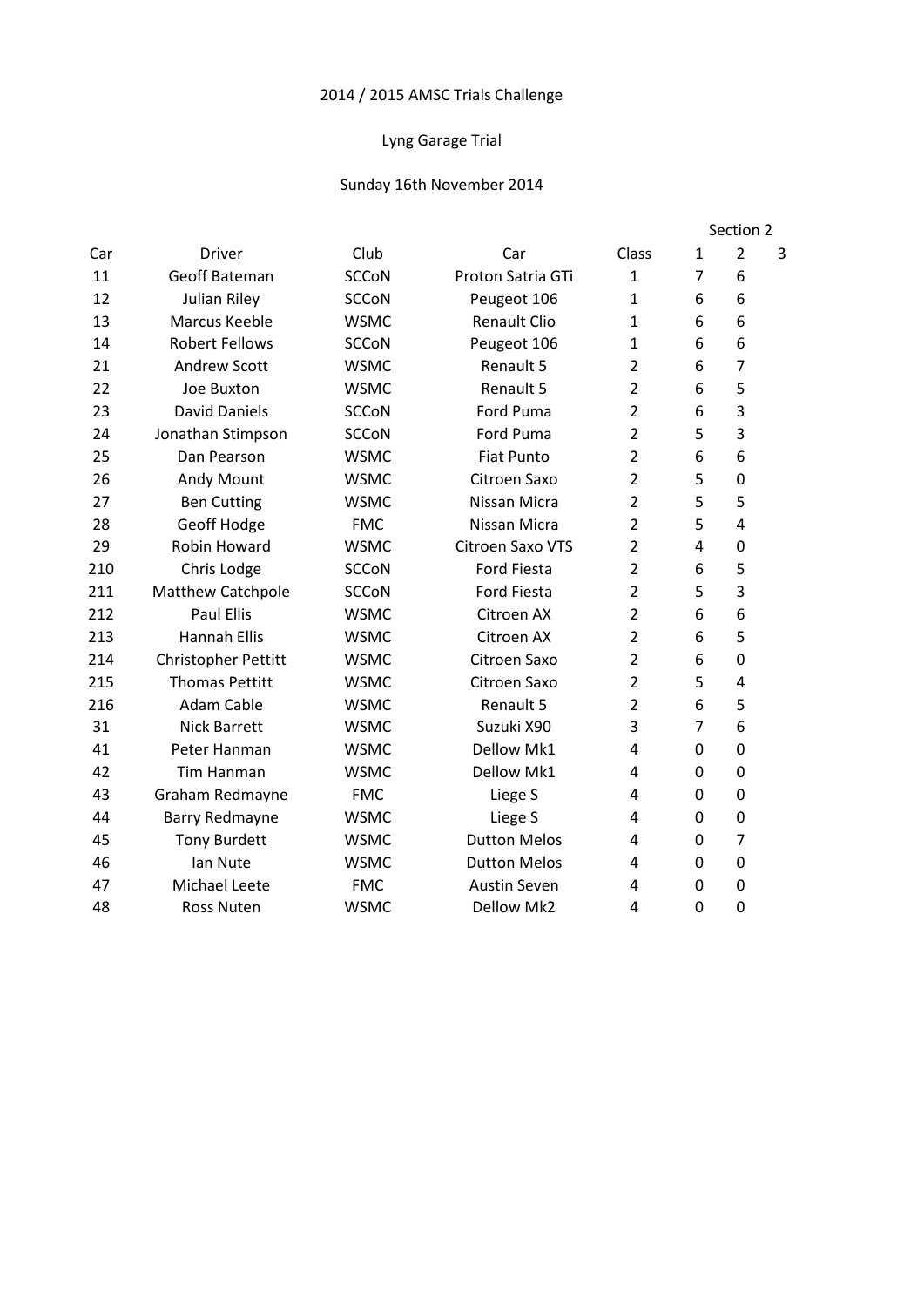2014 / 2015 AMSC Trials Challenge

Lyng Garage Trial

Sunday 16th November 2014

| Car | Driver | Club | Car | Class | Section 2 | | |
|---|---|---|---|---|---|---|---|
| | | | | | 1 | 2 | 3 |
| 11 | Geoff Bateman | SCCoN | Proton Satria GTi | 1 | 7 | 6 | |
| 12 | Julian Riley | SCCoN | Peugeot 106 | 1 | 6 | 6 | |
| 13 | Marcus Keeble | WSMC | Renault Clio | 1 | 6 | 6 | |
| 14 | Robert Fellows | SCCoN | Peugeot 106 | 1 | 6 | 6 | |
| 21 | Andrew Scott | WSMC | Renault 5 | 2 | 6 | 7 | |
| 22 | Joe Buxton | WSMC | Renault 5 | 2 | 6 | 5 | |
| 23 | David Daniels | SCCoN | Ford Puma | 2 | 6 | 3 | |
| 24 | Jonathan Stimpson | SCCoN | Ford Puma | 2 | 5 | 3 | |
| 25 | Dan Pearson | WSMC | Fiat Punto | 2 | 6 | 6 | |
| 26 | Andy Mount | WSMC | Citroen Saxo | 2 | 5 | 0 | |
| 27 | Ben Cutting | WSMC | Nissan Micra | 2 | 5 | 5 | |
| 28 | Geoff Hodge | FMC | Nissan Micra | 2 | 5 | 4 | |
| 29 | Robin Howard | WSMC | Citroen Saxo VTS | 2 | 4 | 0 | |
| 210 | Chris Lodge | SCCoN | Ford Fiesta | 2 | 6 | 5 | |
| 211 | Matthew Catchpole | SCCoN | Ford Fiesta | 2 | 5 | 3 | |
| 212 | Paul Ellis | WSMC | Citroen AX | 2 | 6 | 6 | |
| 213 | Hannah Ellis | WSMC | Citroen AX | 2 | 6 | 5 | |
| 214 | Christopher Pettitt | WSMC | Citroen Saxo | 2 | 6 | 0 | |
| 215 | Thomas Pettitt | WSMC | Citroen Saxo | 2 | 5 | 4 | |
| 216 | Adam Cable | WSMC | Renault 5 | 2 | 6 | 5 | |
| 31 | Nick Barrett | WSMC | Suzuki X90 | 3 | 7 | 6 | |
| 41 | Peter Hanman | WSMC | Dellow Mk1 | 4 | 0 | 0 | |
| 42 | Tim Hanman | WSMC | Dellow Mk1 | 4 | 0 | 0 | |
| 43 | Graham Redmayne | FMC | Liege S | 4 | 0 | 0 | |
| 44 | Barry Redmayne | WSMC | Liege S | 4 | 0 | 0 | |
| 45 | Tony Burdett | WSMC | Dutton Melos | 4 | 0 | 7 | |
| 46 | Ian Nute | WSMC | Dutton Melos | 4 | 0 | 0 | |
| 47 | Michael Leete | FMC | Austin Seven | 4 | 0 | 0 | |
| 48 | Ross Nuten | WSMC | Dellow Mk2 | 4 | 0 | 0 | |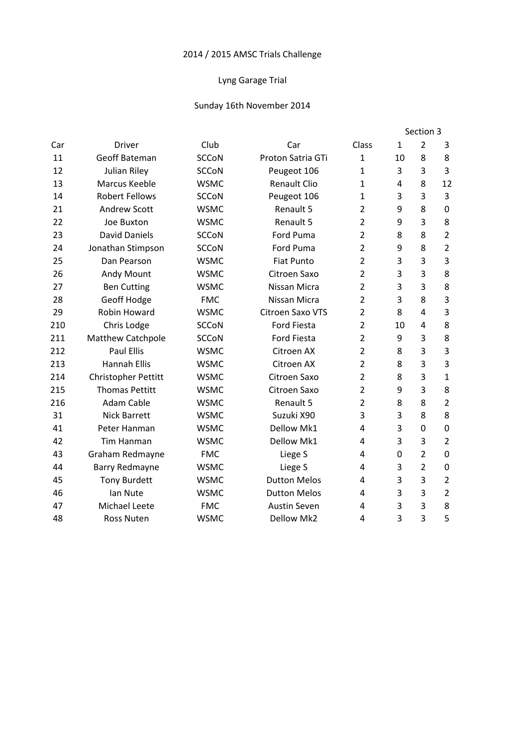2014 / 2015 AMSC Trials Challenge

Lyng Garage Trial

Sunday 16th November 2014

| | | | | | Section 3 | | |
|---|---|---|---|---|---|---|---|
| Car | Driver | Club | Car | Class | 1 | 2 | 3 |
| 11 | Geoff Bateman | SCCoN | Proton Satria GTi | 1 | 10 | 8 | 8 |
| 12 | Julian Riley | SCCoN | Peugeot 106 | 1 | 3 | 3 | 3 |
| 13 | Marcus Keeble | WSMC | Renault Clio | 1 | 4 | 8 | 12 |
| 14 | Robert Fellows | SCCoN | Peugeot 106 | 1 | 3 | 3 | 3 |
| 21 | Andrew Scott | WSMC | Renault 5 | 2 | 9 | 8 | 0 |
| 22 | Joe Buxton | WSMC | Renault 5 | 2 | 9 | 3 | 8 |
| 23 | David Daniels | SCCoN | Ford Puma | 2 | 8 | 8 | 2 |
| 24 | Jonathan Stimpson | SCCoN | Ford Puma | 2 | 9 | 8 | 2 |
| 25 | Dan Pearson | WSMC | Fiat Punto | 2 | 3 | 3 | 3 |
| 26 | Andy Mount | WSMC | Citroen Saxo | 2 | 3 | 3 | 8 |
| 27 | Ben Cutting | WSMC | Nissan Micra | 2 | 3 | 3 | 8 |
| 28 | Geoff Hodge | FMC | Nissan Micra | 2 | 3 | 8 | 3 |
| 29 | Robin Howard | WSMC | Citroen Saxo VTS | 2 | 8 | 4 | 3 |
| 210 | Chris Lodge | SCCoN | Ford Fiesta | 2 | 10 | 4 | 8 |
| 211 | Matthew Catchpole | SCCoN | Ford Fiesta | 2 | 9 | 3 | 8 |
| 212 | Paul Ellis | WSMC | Citroen AX | 2 | 8 | 3 | 3 |
| 213 | Hannah Ellis | WSMC | Citroen AX | 2 | 8 | 3 | 3 |
| 214 | Christopher Pettitt | WSMC | Citroen Saxo | 2 | 8 | 3 | 1 |
| 215 | Thomas Pettitt | WSMC | Citroen Saxo | 2 | 9 | 3 | 8 |
| 216 | Adam Cable | WSMC | Renault 5 | 2 | 8 | 8 | 2 |
| 31 | Nick Barrett | WSMC | Suzuki X90 | 3 | 3 | 8 | 8 |
| 41 | Peter Hanman | WSMC | Dellow Mk1 | 4 | 3 | 0 | 0 |
| 42 | Tim Hanman | WSMC | Dellow Mk1 | 4 | 3 | 3 | 2 |
| 43 | Graham Redmayne | FMC | Liege S | 4 | 0 | 2 | 0 |
| 44 | Barry Redmayne | WSMC | Liege S | 4 | 3 | 2 | 0 |
| 45 | Tony Burdett | WSMC | Dutton Melos | 4 | 3 | 3 | 2 |
| 46 | Ian Nute | WSMC | Dutton Melos | 4 | 3 | 3 | 2 |
| 47 | Michael Leete | FMC | Austin Seven | 4 | 3 | 3 | 8 |
| 48 | Ross Nuten | WSMC | Dellow Mk2 | 4 | 3 | 3 | 5 |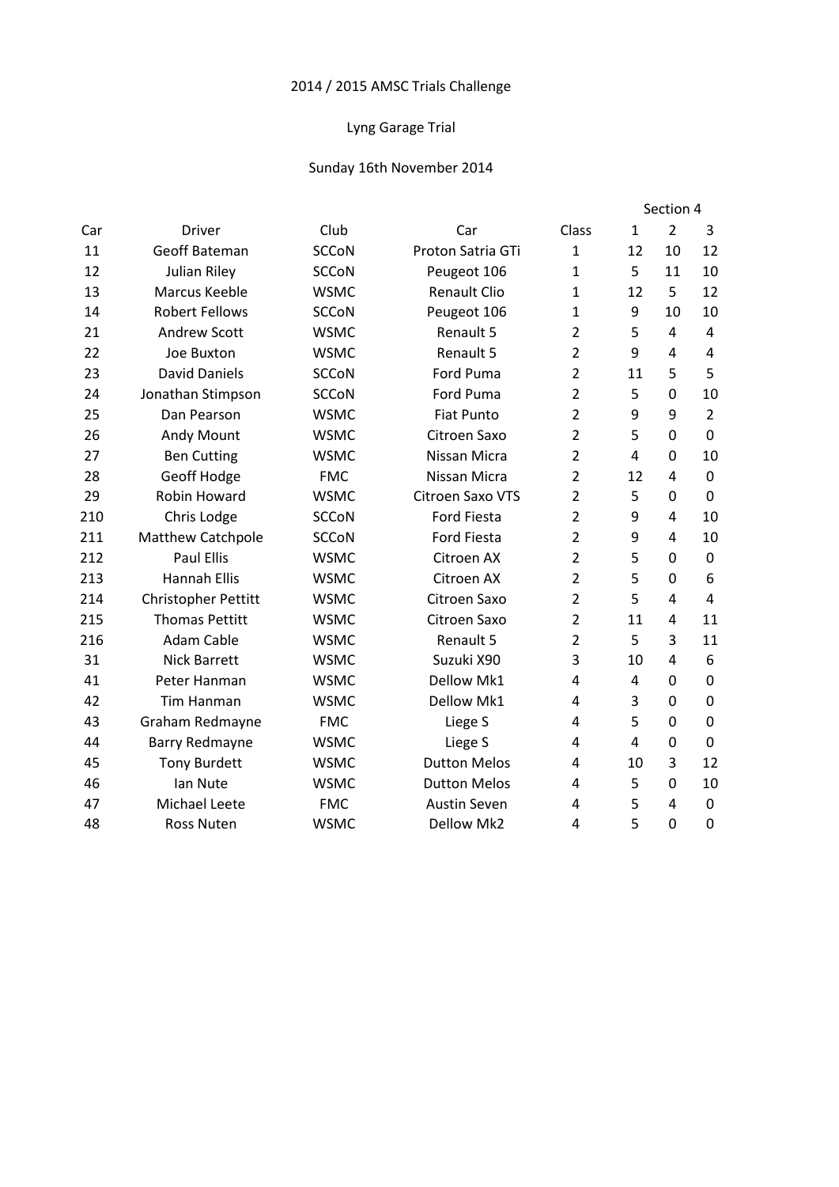2014 / 2015 AMSC Trials Challenge

Lyng Garage Trial

Sunday 16th November 2014

| | | | | | Section 4 | | |
|---|---|---|---|---|---|---|---|
| Car | Driver | Club | Car | Class | 1 | 2 | 3 |
| 11 | Geoff Bateman | SCCoN | Proton Satria GTi | 1 | 12 | 10 | 12 |
| 12 | Julian Riley | SCCoN | Peugeot 106 | 1 | 5 | 11 | 10 |
| 13 | Marcus Keeble | WSMC | Renault Clio | 1 | 12 | 5 | 12 |
| 14 | Robert Fellows | SCCoN | Peugeot 106 | 1 | 9 | 10 | 10 |
| 21 | Andrew Scott | WSMC | Renault 5 | 2 | 5 | 4 | 4 |
| 22 | Joe Buxton | WSMC | Renault 5 | 2 | 9 | 4 | 4 |
| 23 | David Daniels | SCCoN | Ford Puma | 2 | 11 | 5 | 5 |
| 24 | Jonathan Stimpson | SCCoN | Ford Puma | 2 | 5 | 0 | 10 |
| 25 | Dan Pearson | WSMC | Fiat Punto | 2 | 9 | 9 | 2 |
| 26 | Andy Mount | WSMC | Citroen Saxo | 2 | 5 | 0 | 0 |
| 27 | Ben Cutting | WSMC | Nissan Micra | 2 | 4 | 0 | 10 |
| 28 | Geoff Hodge | FMC | Nissan Micra | 2 | 12 | 4 | 0 |
| 29 | Robin Howard | WSMC | Citroen Saxo VTS | 2 | 5 | 0 | 0 |
| 210 | Chris Lodge | SCCoN | Ford Fiesta | 2 | 9 | 4 | 10 |
| 211 | Matthew Catchpole | SCCoN | Ford Fiesta | 2 | 9 | 4 | 10 |
| 212 | Paul Ellis | WSMC | Citroen AX | 2 | 5 | 0 | 0 |
| 213 | Hannah Ellis | WSMC | Citroen AX | 2 | 5 | 0 | 6 |
| 214 | Christopher Pettitt | WSMC | Citroen Saxo | 2 | 5 | 4 | 4 |
| 215 | Thomas Pettitt | WSMC | Citroen Saxo | 2 | 11 | 4 | 11 |
| 216 | Adam Cable | WSMC | Renault 5 | 2 | 5 | 3 | 11 |
| 31 | Nick Barrett | WSMC | Suzuki X90 | 3 | 10 | 4 | 6 |
| 41 | Peter Hanman | WSMC | Dellow Mk1 | 4 | 4 | 0 | 0 |
| 42 | Tim Hanman | WSMC | Dellow Mk1 | 4 | 3 | 0 | 0 |
| 43 | Graham Redmayne | FMC | Liege S | 4 | 5 | 0 | 0 |
| 44 | Barry Redmayne | WSMC | Liege S | 4 | 4 | 0 | 0 |
| 45 | Tony Burdett | WSMC | Dutton Melos | 4 | 10 | 3 | 12 |
| 46 | Ian Nute | WSMC | Dutton Melos | 4 | 5 | 0 | 10 |
| 47 | Michael Leete | FMC | Austin Seven | 4 | 5 | 4 | 0 |
| 48 | Ross Nuten | WSMC | Dellow Mk2 | 4 | 5 | 0 | 0 |